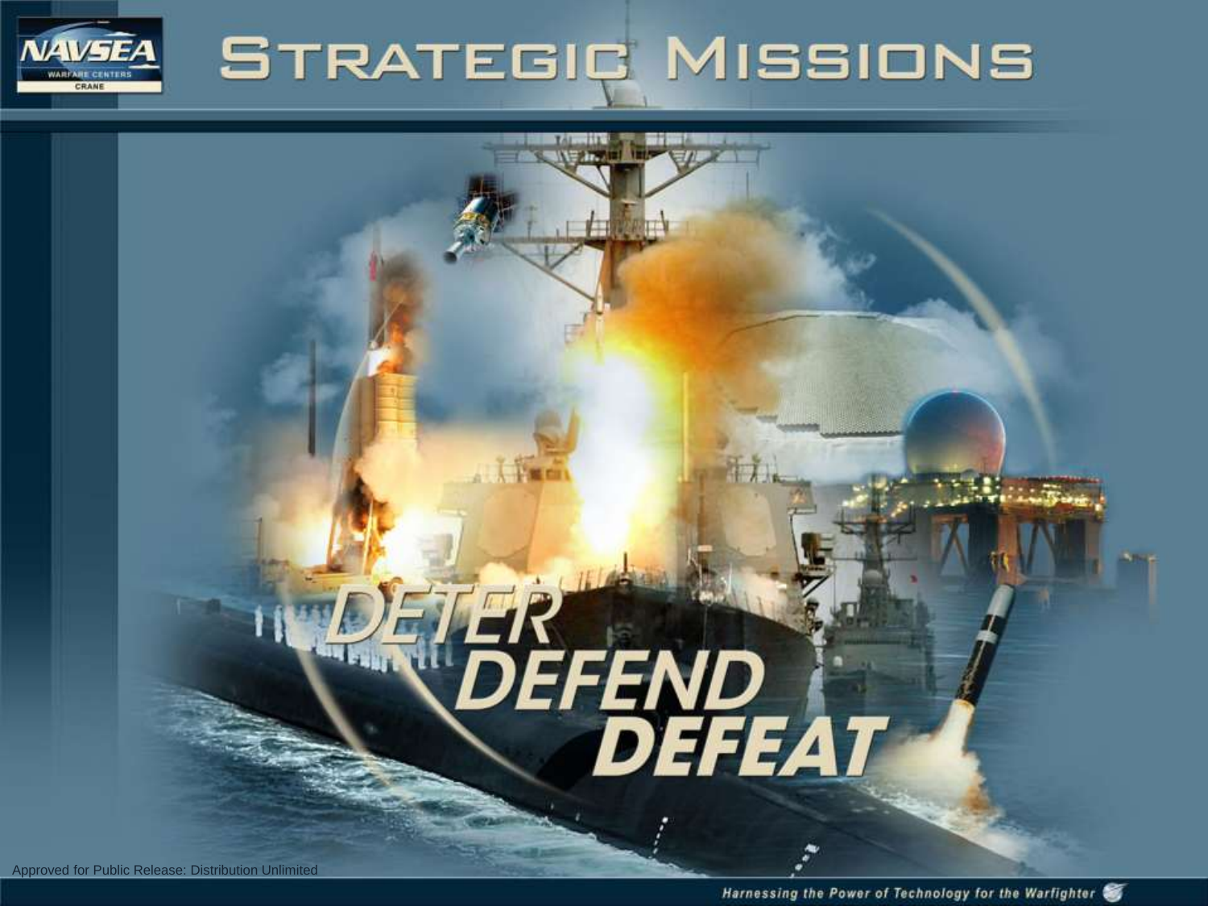# Strategic Missions

DETER
DEFEND
DEFEAT

Approved for Public Release: Distribution Unlimited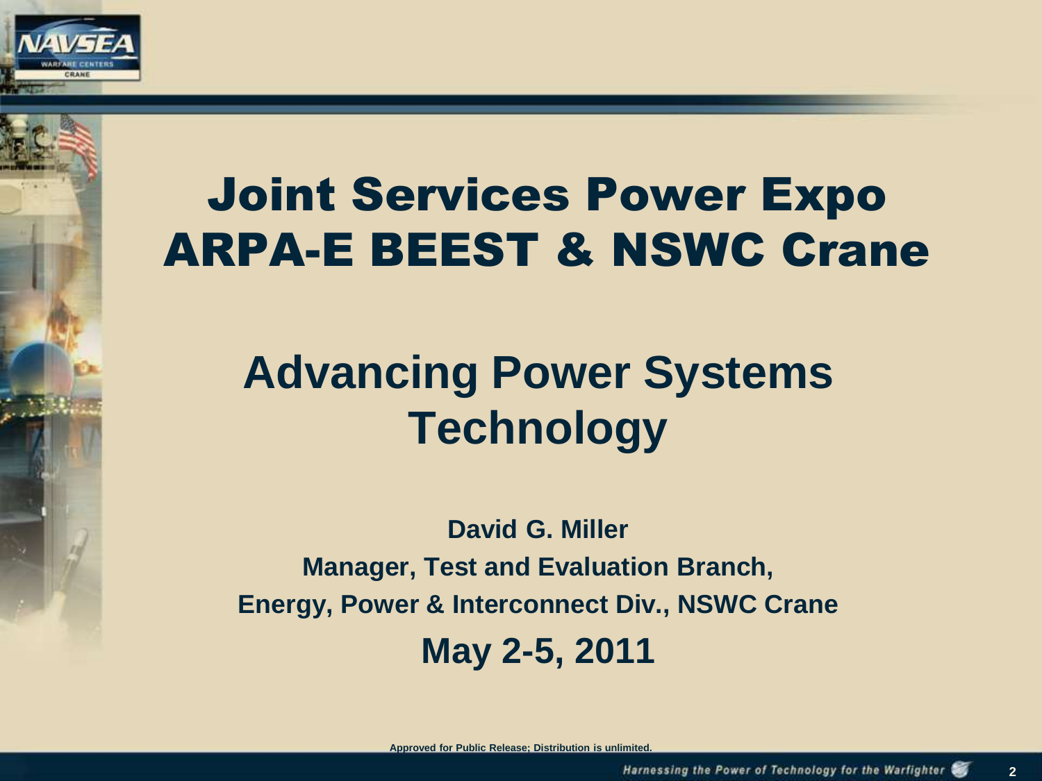# Joint Services Power Expo
# ARPA-E BEEST & NSWC Crane

## Advancing Power Systems Technology

**David G. Miller**

**Manager, Test and Evaluation Branch,**

**Energy, Power & Interconnect Div., NSWC Crane**

**May 2-5, 2011**

Approved for Public Release; Distribution is unlimited.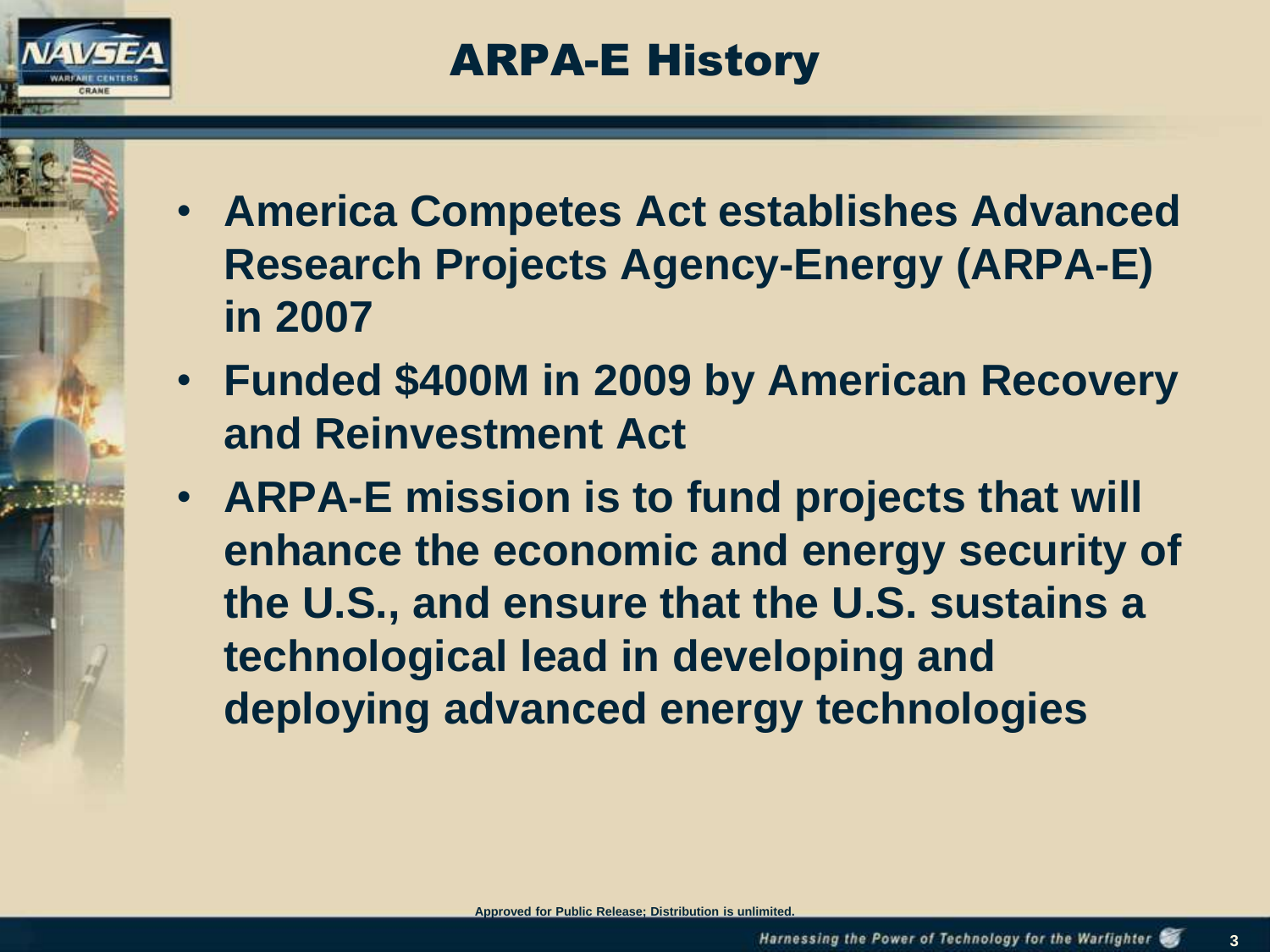# ARPA-E History

- **America Competes Act establishes Advanced Research Projects Agency-Energy (ARPA-E) in 2007**
- **Funded $400M in 2009 by American Recovery and Reinvestment Act**
- **ARPA-E mission is to fund projects that will enhance the economic and energy security of the U.S., and ensure that the U.S. sustains a technological lead in developing and deploying advanced energy technologies**

Approved for Public Release; Distribution is unlimited.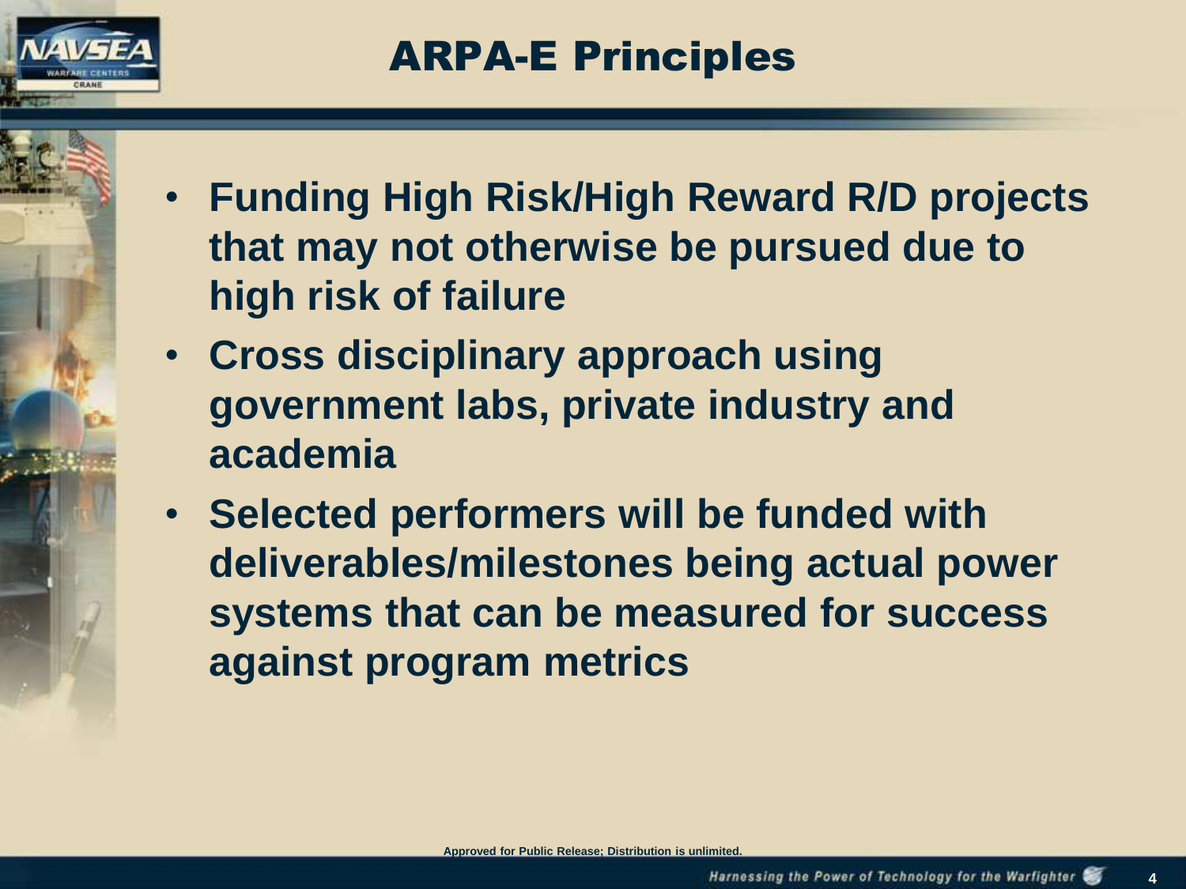# ARPA-E Principles

- Funding High Risk/High Reward R/D projects that may not otherwise be pursued due to high risk of failure
- Cross disciplinary approach using government labs, private industry and academia
- Selected performers will be funded with deliverables/milestones being actual power systems that can be measured for success against program metrics

Approved for Public Release; Distribution is unlimited.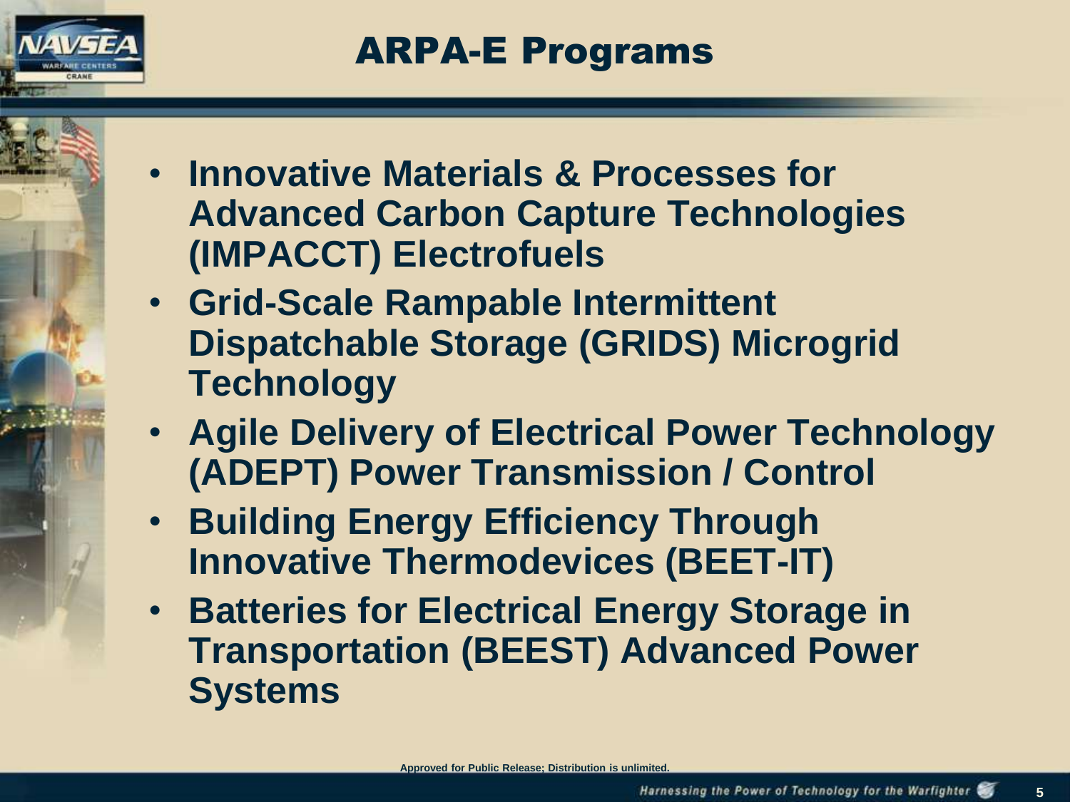# ARPA-E Programs

- Innovative Materials & Processes for Advanced Carbon Capture Technologies (IMPACCT) Electrofuels
- Grid-Scale Rampable Intermittent Dispatchable Storage (GRIDS) Microgrid Technology
- Agile Delivery of Electrical Power Technology (ADEPT) Power Transmission / Control
- Building Energy Efficiency Through Innovative Thermodevices (BEET-IT)
- Batteries for Electrical Energy Storage in Transportation (BEEST) Advanced Power Systems

Approved for Public Release; Distribution is unlimited.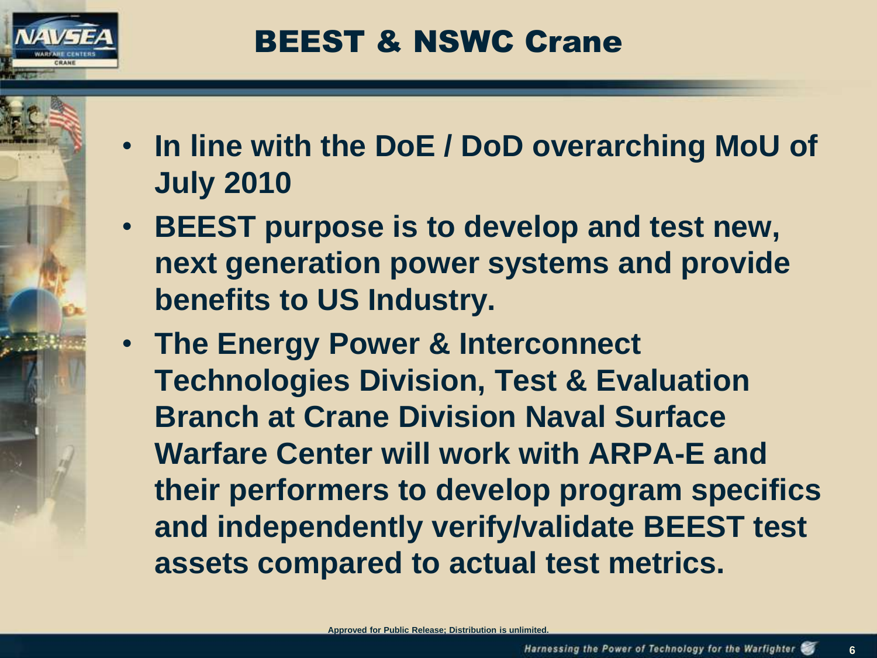# BEEST & NSWC Crane

- In line with the DoE / DoD overarching MoU of July 2010
- BEEST purpose is to develop and test new, next generation power systems and provide benefits to US Industry.
- The Energy Power & Interconnect Technologies Division, Test & Evaluation Branch at Crane Division Naval Surface Warfare Center will work with ARPA-E and their performers to develop program specifics and independently verify/validate BEEST test assets compared to actual test metrics.

Approved for Public Release; Distribution is unlimited.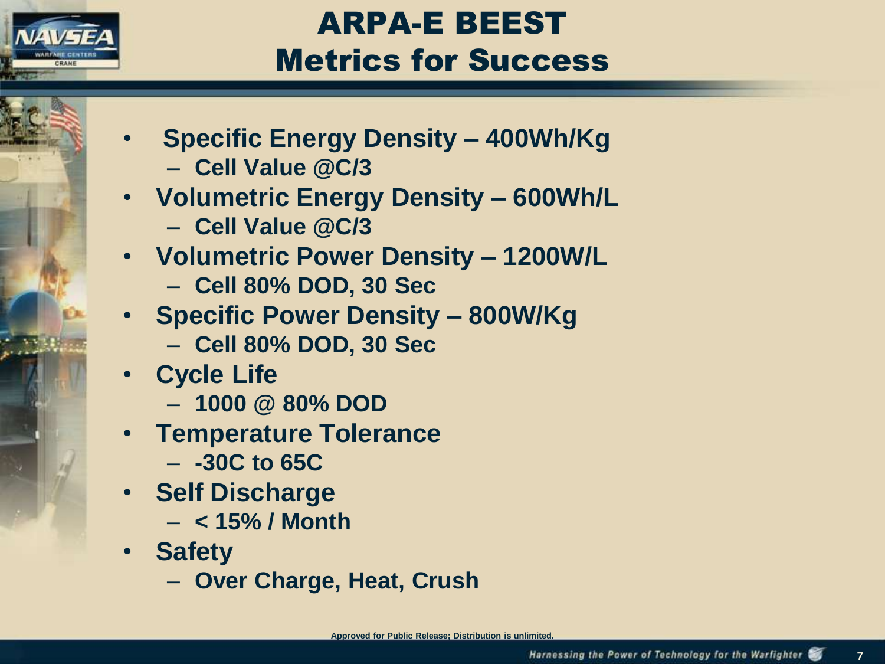# ARPA-E BEEST Metrics for Success

- **Specific Energy Density – 400Wh/Kg**
  - **Cell Value @C/3**
- **Volumetric Energy Density – 600Wh/L**
  - **Cell Value @C/3**
- **Volumetric Power Density – 1200W/L**
  - **Cell 80% DOD, 30 Sec**
- **Specific Power Density – 800W/Kg**
  - **Cell 80% DOD, 30 Sec**
- **Cycle Life**
  - **1000 @ 80% DOD**
- **Temperature Tolerance**
  - **-30C to 65C**
- **Self Discharge**
  - **< 15% / Month**
- **Safety**
  - **Over Charge, Heat, Crush**

Approved for Public Release; Distribution is unlimited.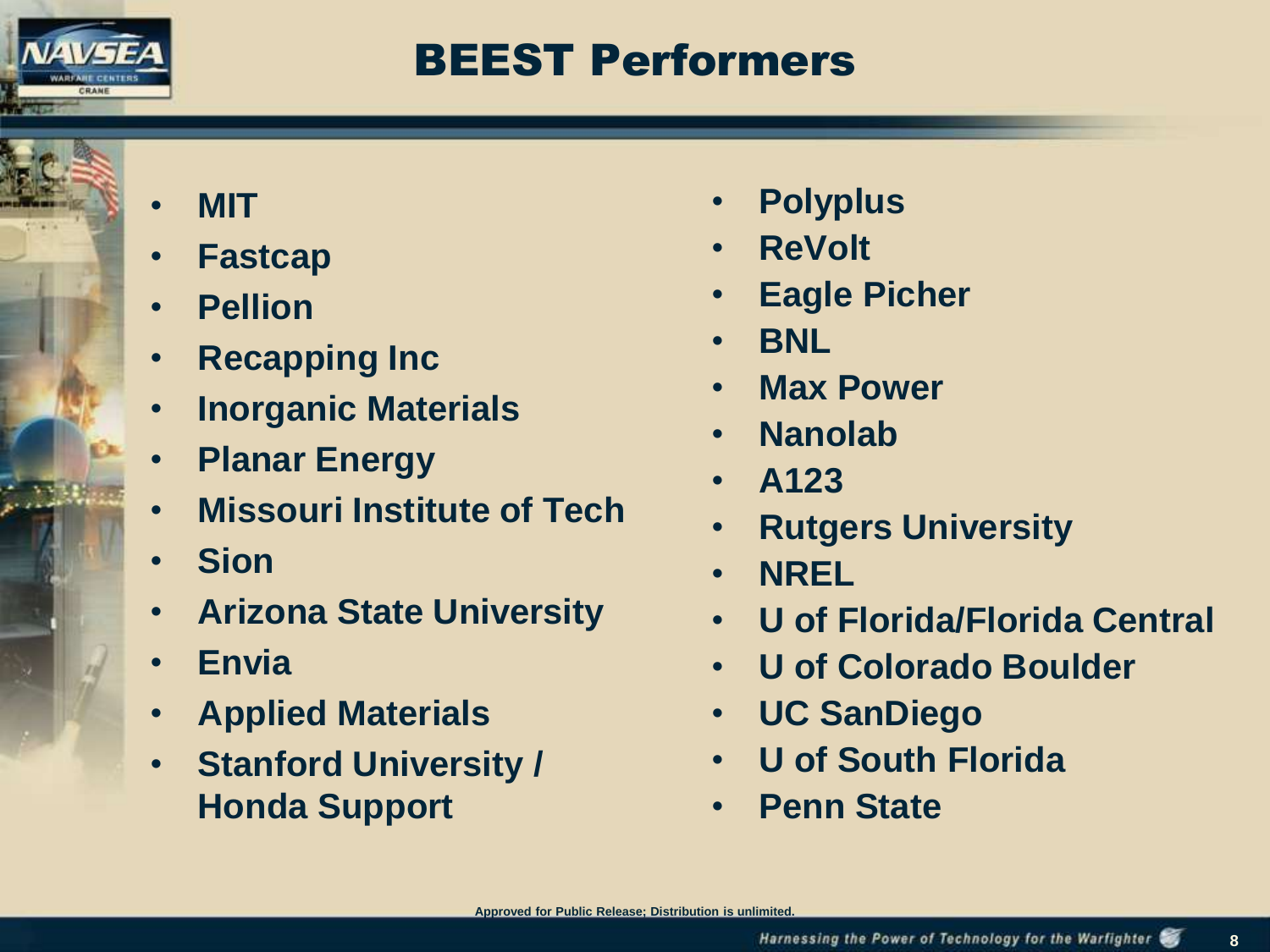# BEEST Performers

- MIT
- Fastcap
- Pellion
- Recapping Inc
- Inorganic Materials
- Planar Energy
- Missouri Institute of Tech
- Sion
- Arizona State University
- Envia
- Applied Materials
- Stanford University / Honda Support
- Polyplus
- ReVolt
- Eagle Picher
- BNL
- Max Power
- Nanolab
- A123
- Rutgers University
- NREL
- U of Florida/Florida Central
- U of Colorado Boulder
- UC SanDiego
- U of South Florida
- Penn State

Approved for Public Release; Distribution is unlimited.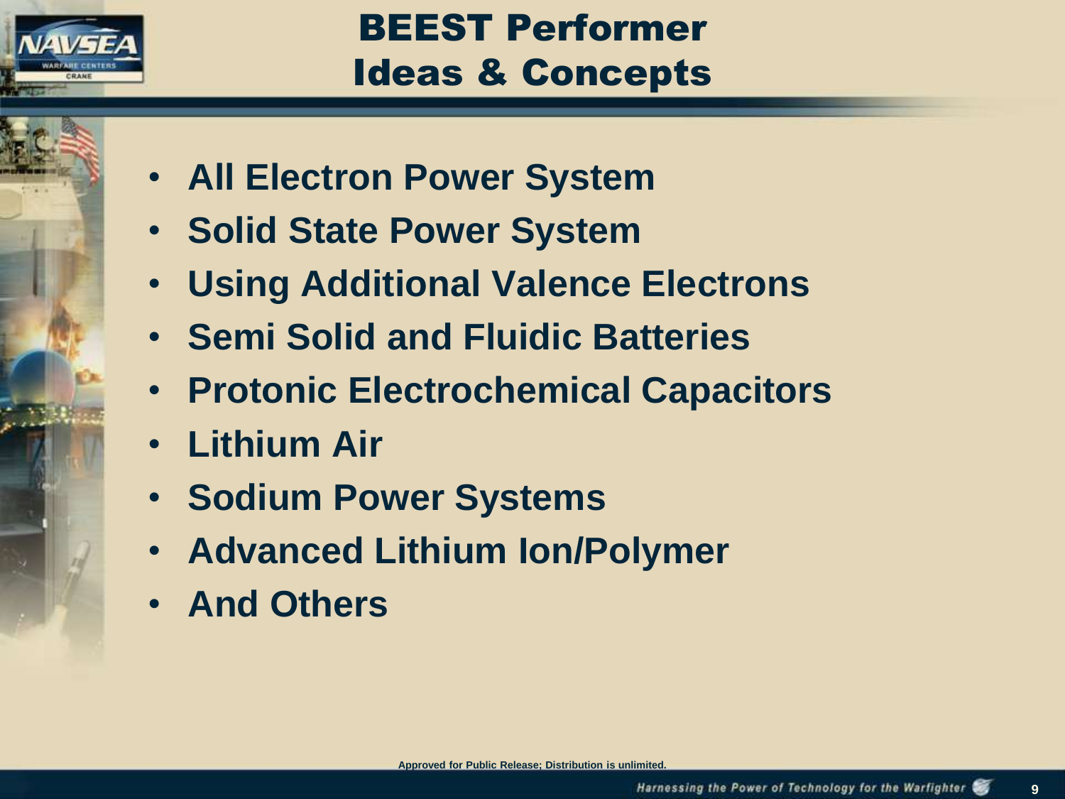# BEEST Performer Ideas & Concepts

- All Electron Power System
- Solid State Power System
- Using Additional Valence Electrons
- Semi Solid and Fluidic Batteries
- Protonic Electrochemical Capacitors
- Lithium Air
- Sodium Power Systems
- Advanced Lithium Ion/Polymer
- And Others

Approved for Public Release; Distribution is unlimited.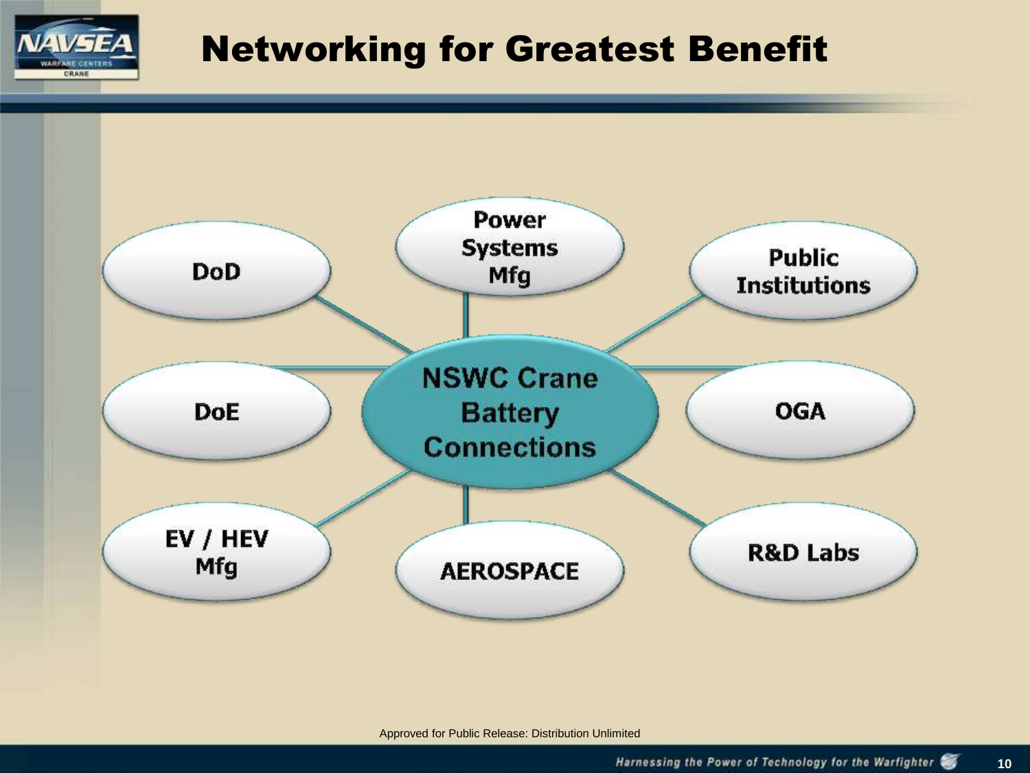# Networking for Greatest Benefit

**NSWC Crane Battery Connections**

- DoD
- Power Systems Mfg
- Public Institutions
- DoE
- OGA
- EV / HEV Mfg
- AEROSPACE
- R&D Labs

Approved for Public Release: Distribution Unlimited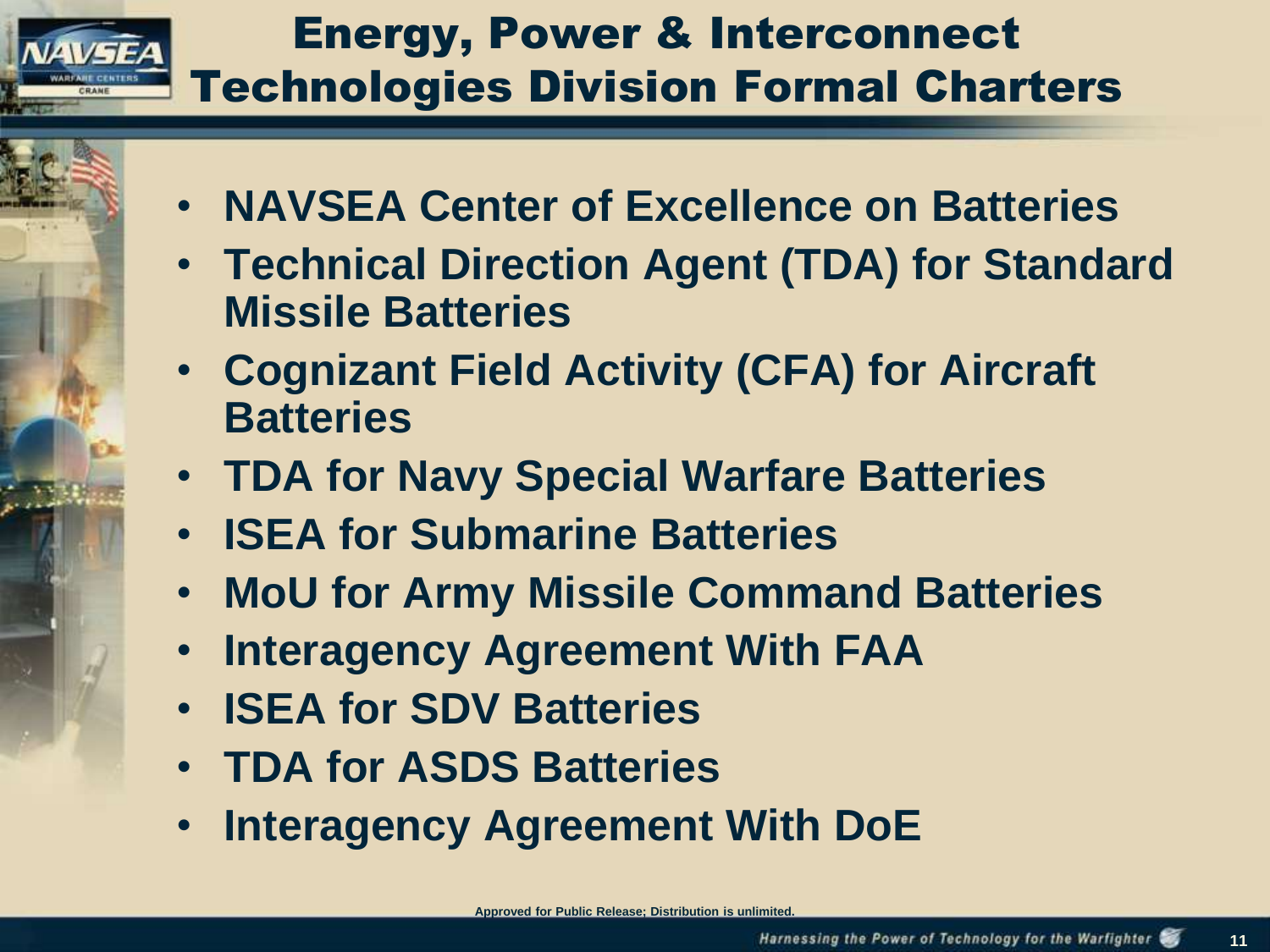# Energy, Power & Interconnect Technologies Division Formal Charters

- **NAVSEA Center of Excellence on Batteries**
- **Technical Direction Agent (TDA) for Standard Missile Batteries**
- **Cognizant Field Activity (CFA) for Aircraft Batteries**
- **TDA for Navy Special Warfare Batteries**
- **ISEA for Submarine Batteries**
- **MoU for Army Missile Command Batteries**
- **Interagency Agreement With FAA**
- **ISEA for SDV Batteries**
- **TDA for ASDS Batteries**
- **Interagency Agreement With DoE**

**Approved for Public Release; Distribution is unlimited.**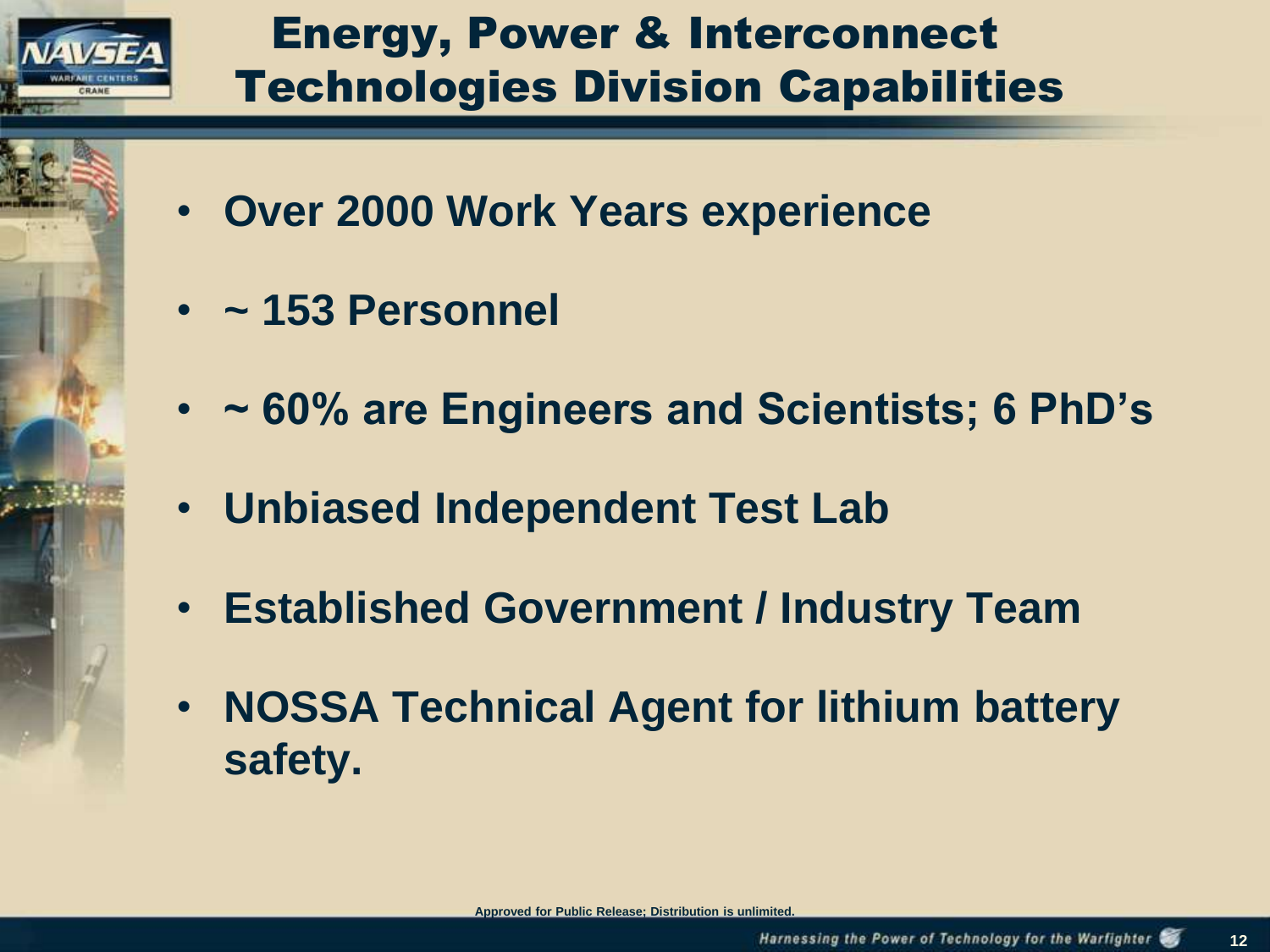# Energy, Power & Interconnect Technologies Division Capabilities

- Over 2000 Work Years experience
- ~ 153 Personnel
- ~ 60% are Engineers and Scientists; 6 PhD's
- Unbiased Independent Test Lab
- Established Government / Industry Team
- NOSSA Technical Agent for lithium battery safety.

Approved for Public Release; Distribution is unlimited.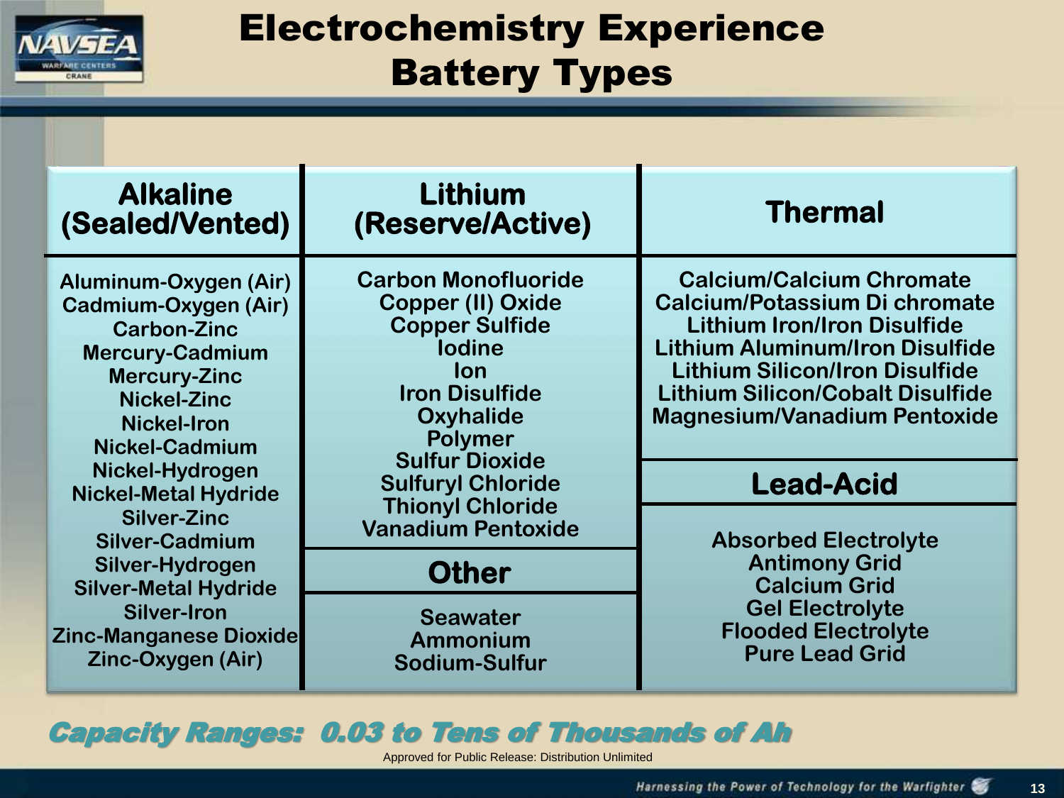# Electrochemistry Experience Battery Types

| Alkaline (Sealed/Vented) | Lithium (Reserve/Active) | Thermal |
|---|---|---|
| Aluminum-Oxygen (Air)<br>Cadmium-Oxygen (Air)<br>Carbon-Zinc<br>Mercury-Cadmium<br>Mercury-Zinc<br>Nickel-Zinc<br>Nickel-Iron<br>Nickel-Cadmium<br>Nickel-Hydrogen<br>Nickel-Metal Hydride<br>Silver-Zinc<br>Silver-Cadmium<br>Silver-Hydrogen<br>Silver-Metal Hydride<br>Silver-Iron<br>Zinc-Manganese Dioxide<br>Zinc-Oxygen (Air) | Carbon Monofluoride<br>Copper (II) Oxide<br>Copper Sulfide<br>Iodine<br>Ion<br>Iron Disulfide<br>Oxyhalide<br>Polymer<br>Sulfur Dioxide<br>Sulfuryl Chloride<br>Thionyl Chloride<br>Vanadium Pentoxide | Calcium/Calcium Chromate<br>Calcium/Potassium Di chromate<br>Lithium Iron/Iron Disulfide<br>Lithium Aluminum/Iron Disulfide<br>Lithium Silicon/Iron Disulfide<br>Lithium Silicon/Cobalt Disulfide<br>Magnesium/Vanadium Pentoxide |
| | **Other** | **Lead-Acid** |
| | Seawater<br>Ammonium<br>Sodium-Sulfur | Absorbed Electrolyte<br>Antimony Grid<br>Calcium Grid<br>Gel Electrolyte<br>Flooded Electrolyte<br>Pure Lead Grid |

***Capacity Ranges: 0.03 to Tens of Thousands of Ah***

Approved for Public Release: Distribution Unlimited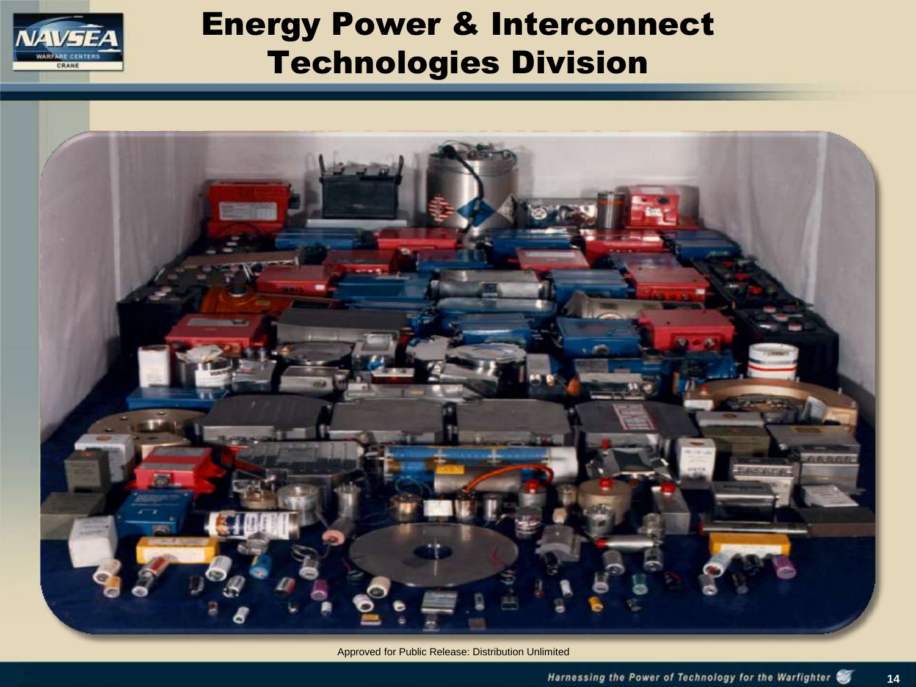# Energy Power & Interconnect Technologies Division

Approved for Public Release: Distribution Unlimited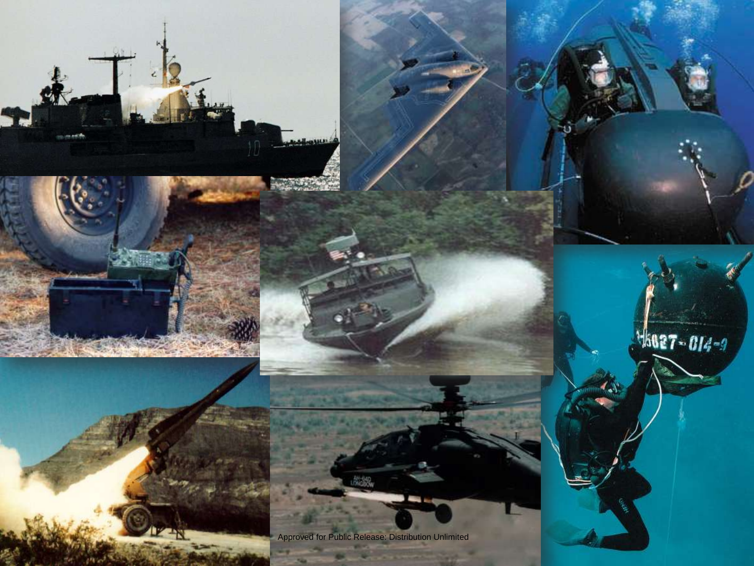Approved for Public Release: Distribution Unlimited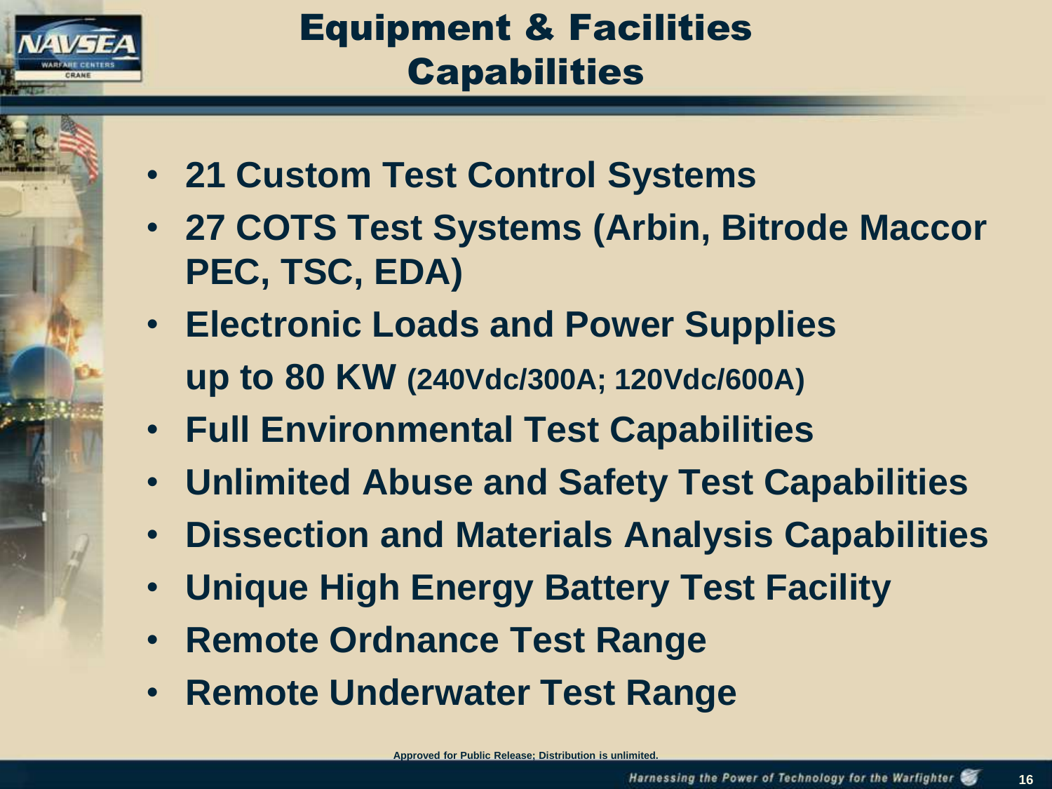# Equipment & Facilities Capabilities

- **21 Custom Test Control Systems**
- **27 COTS Test Systems (Arbin, Bitrode Maccor PEC, TSC, EDA)**
- **Electronic Loads and Power Supplies up to 80 KW (240Vdc/300A; 120Vdc/600A)**
- **Full Environmental Test Capabilities**
- **Unlimited Abuse and Safety Test Capabilities**
- **Dissection and Materials Analysis Capabilities**
- **Unique High Energy Battery Test Facility**
- **Remote Ordnance Test Range**
- **Remote Underwater Test Range**

Approved for Public Release; Distribution is unlimited.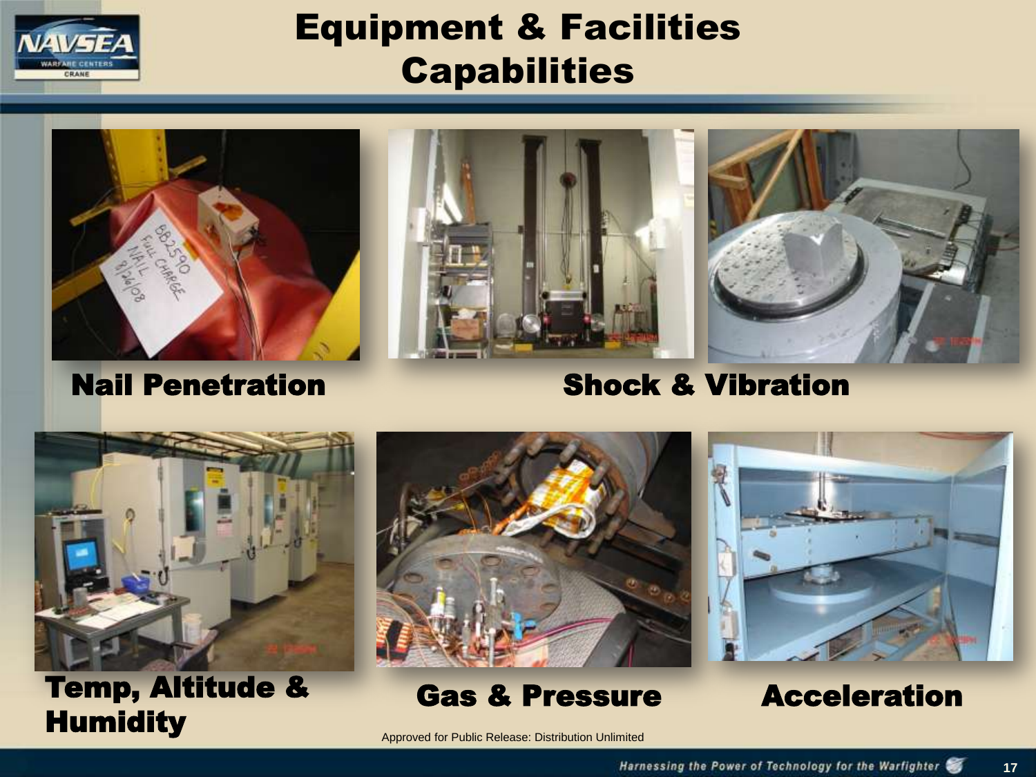# Equipment & Facilities Capabilities

**Nail Penetration**

**Shock & Vibration**

**Temp, Altitude & Humidity**

**Gas & Pressure**

**Acceleration**

Approved for Public Release: Distribution Unlimited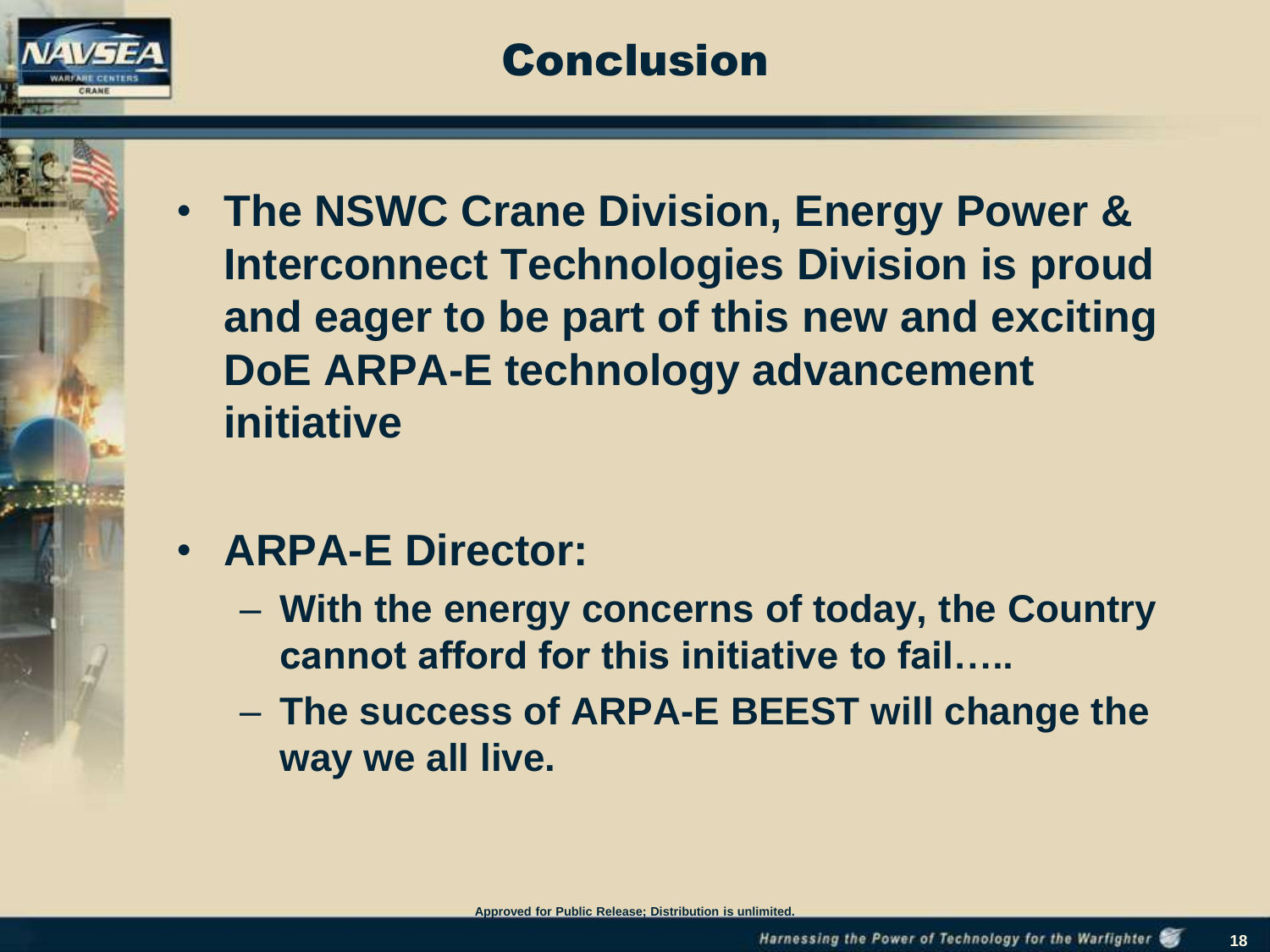# Conclusion

- **The NSWC Crane Division, Energy Power & Interconnect Technologies Division is proud and eager to be part of this new and exciting DoE ARPA-E technology advancement initiative**

- **ARPA-E Director:**
  - **With the energy concerns of today, the Country cannot afford for this initiative to fail…..**
  - **The success of ARPA-E BEEST will change the way we all live.**

Approved for Public Release; Distribution is unlimited.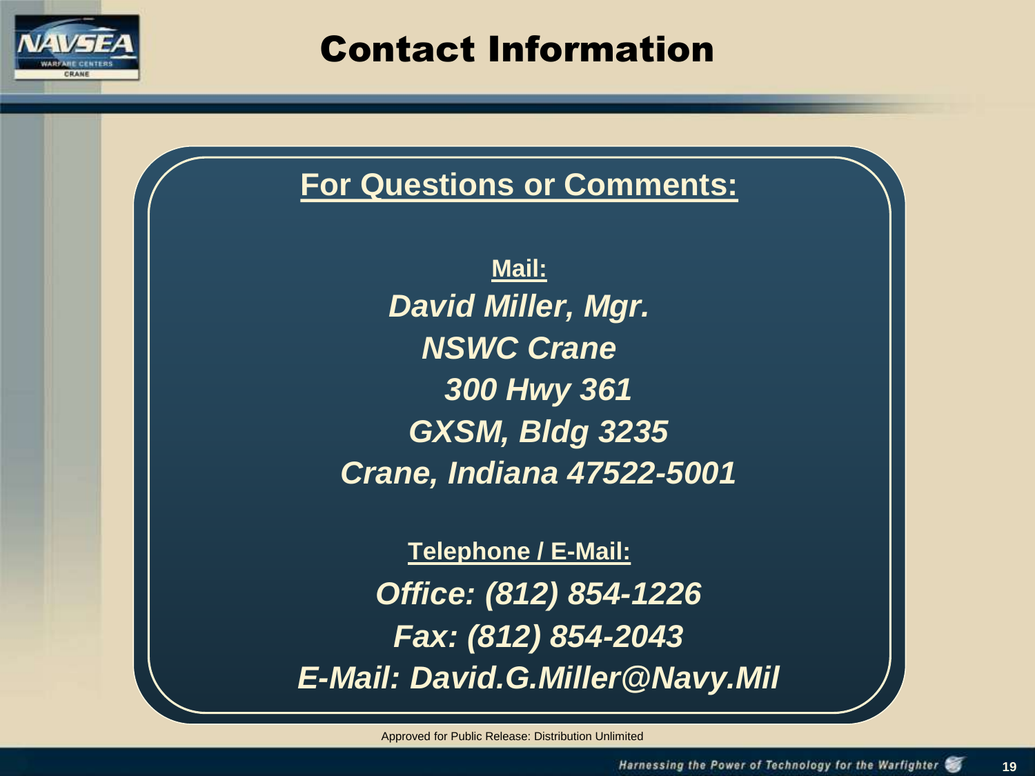# Contact Information

## For Questions or Comments:

**Mail:**

***David Miller, Mgr.***
***NSWC Crane***
***300 Hwy 361***
***GXSM, Bldg 3235***
***Crane, Indiana 47522-5001***

**Telephone / E-Mail:**

***Office: (812) 854-1226***
***Fax: (812) 854-2043***
***E-Mail: David.G.Miller@Navy.Mil***

Approved for Public Release: Distribution Unlimited